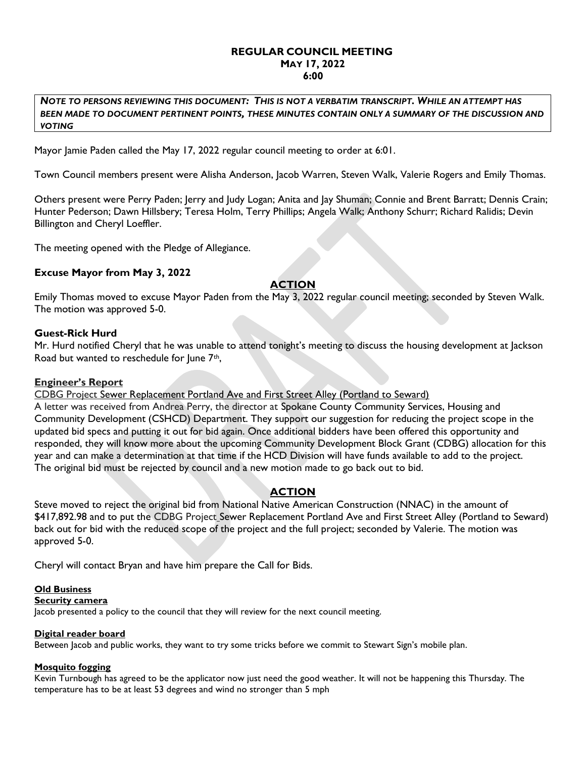# REGULAR COUNCIL MEETING
## MAY 17, 2022
## 6:00

***NOTE TO PERSONS REVIEWING THIS DOCUMENT: THIS IS NOT A VERBATIM TRANSCRIPT. WHILE AN ATTEMPT HAS BEEN MADE TO DOCUMENT PERTINENT POINTS, THESE MINUTES CONTAIN ONLY A SUMMARY OF THE DISCUSSION AND VOTING***

Mayor Jamie Paden called the May 17, 2022 regular council meeting to order at 6:01.

Town Council members present were Alisha Anderson, Jacob Warren, Steven Walk, Valerie Rogers and Emily Thomas.

Others present were Perry Paden; Jerry and Judy Logan; Anita and Jay Shuman; Connie and Brent Barratt; Dennis Crain; Hunter Pederson; Dawn Hillsbery; Teresa Holm, Terry Phillips; Angela Walk; Anthony Schurr; Richard Ralidis; Devin Billington and Cheryl Loeffler.

The meeting opened with the Pledge of Allegiance.

### Excuse Mayor from May 3, 2022

**ACTION**

Emily Thomas moved to excuse Mayor Paden from the May 3, 2022 regular council meeting; seconded by Steven Walk. The motion was approved 5-0.

### Guest-Rick Hurd

Mr. Hurd notified Cheryl that he was unable to attend tonight's meeting to discuss the housing development at Jackson Road but wanted to reschedule for June 7th,

### Engineer's Report

CDBG Project Sewer Replacement Portland Ave and First Street Alley (Portland to Seward)

A letter was received from Andrea Perry, the director at Spokane County Community Services, Housing and Community Development (CSHCD) Department. They support our suggestion for reducing the project scope in the updated bid specs and putting it out for bid again. Once additional bidders have been offered this opportunity and responded, they will know more about the upcoming Community Development Block Grant (CDBG) allocation for this year and can make a determination at that time if the HCD Division will have funds available to add to the project. The original bid must be rejected by council and a new motion made to go back out to bid.

**ACTION**

Steve moved to reject the original bid from National Native American Construction (NNAC) in the amount of $417,892.98 and to put the CDBG Project_Sewer Replacement Portland Ave and First Street Alley (Portland to Seward) back out for bid with the reduced scope of the project and the full project; seconded by Valerie. The motion was approved 5-0.

Cheryl will contact Bryan and have him prepare the Call for Bids.

### Old Business

**Security camera**

Jacob presented a policy to the council that they will review for the next council meeting.

**Digital reader board**

Between Jacob and public works, they want to try some tricks before we commit to Stewart Sign's mobile plan.

**Mosquito fogging**

Kevin Turnbough has agreed to be the applicator now just need the good weather. It will not be happening this Thursday. The temperature has to be at least 53 degrees and wind no stronger than 5 mph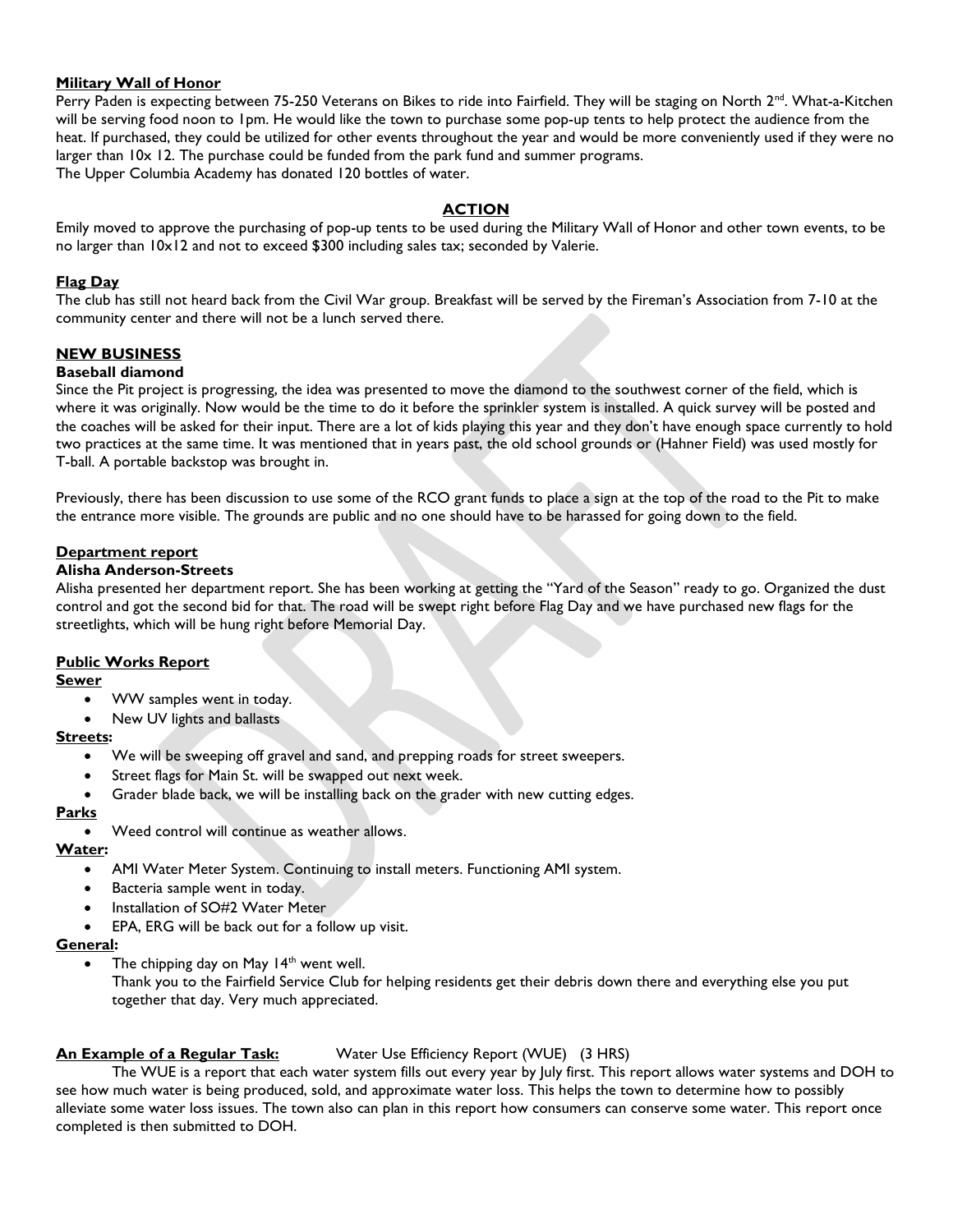**Military Wall of Honor**

Perry Paden is expecting between 75-250 Veterans on Bikes to ride into Fairfield. They will be staging on North 2nd. What-a-Kitchen will be serving food noon to 1pm. He would like the town to purchase some pop-up tents to help protect the audience from the heat. If purchased, they could be utilized for other events throughout the year and would be more conveniently used if they were no larger than 10x 12. The purchase could be funded from the park fund and summer programs.
The Upper Columbia Academy has donated 120 bottles of water.

**ACTION**

Emily moved to approve the purchasing of pop-up tents to be used during the Military Wall of Honor and other town events, to be no larger than 10x12 and not to exceed $300 including sales tax; seconded by Valerie.

**Flag Day**

The club has still not heard back from the Civil War group. Breakfast will be served by the Fireman's Association from 7-10 at the community center and there will not be a lunch served there.

**NEW BUSINESS**

**Baseball diamond**

Since the Pit project is progressing, the idea was presented to move the diamond to the southwest corner of the field, which is where it was originally. Now would be the time to do it before the sprinkler system is installed. A quick survey will be posted and the coaches will be asked for their input. There are a lot of kids playing this year and they don't have enough space currently to hold two practices at the same time. It was mentioned that in years past, the old school grounds or (Hahner Field) was used mostly for T-ball. A portable backstop was brought in.

Previously, there has been discussion to use some of the RCO grant funds to place a sign at the top of the road to the Pit to make the entrance more visible. The grounds are public and no one should have to be harassed for going down to the field.

**Department report**

**Alisha Anderson-Streets**

Alisha presented her department report. She has been working at getting the "Yard of the Season" ready to go. Organized the dust control and got the second bid for that. The road will be swept right before Flag Day and we have purchased new flags for the streetlights, which will be hung right before Memorial Day.

**Public Works Report**

**Sewer**

- WW samples went in today.
- New UV lights and ballasts

**Streets:**

- We will be sweeping off gravel and sand, and prepping roads for street sweepers.
- Street flags for Main St. will be swapped out next week.
- Grader blade back, we will be installing back on the grader with new cutting edges.

**Parks**

- Weed control will continue as weather allows.

**Water:**

- AMI Water Meter System. Continuing to install meters. Functioning AMI system.
- Bacteria sample went in today.
- Installation of SO#2 Water Meter
- EPA, ERG will be back out for a follow up visit.

**General:**

- The chipping day on May 14th went well.
  Thank you to the Fairfield Service Club for helping residents get their debris down there and everything else you put together that day. Very much appreciated.

**An Example of a Regular Task:** Water Use Efficiency Report (WUE) (3 HRS)

The WUE is a report that each water system fills out every year by July first. This report allows water systems and DOH to see how much water is being produced, sold, and approximate water loss. This helps the town to determine how to possibly alleviate some water loss issues. The town also can plan in this report how consumers can conserve some water. This report once completed is then submitted to DOH.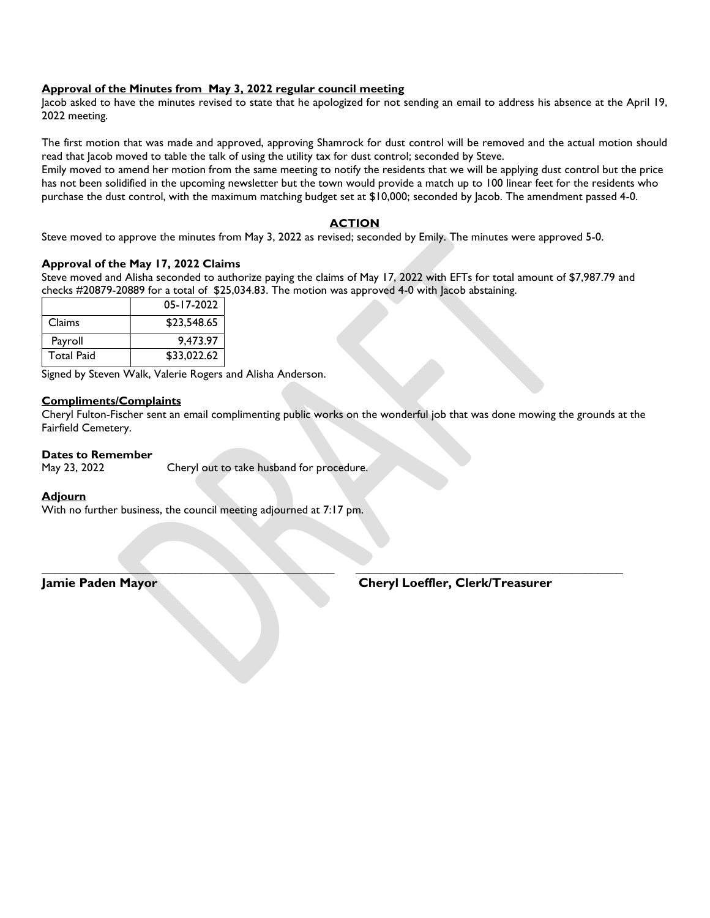**Approval of the Minutes from May 3, 2022 regular council meeting**

Jacob asked to have the minutes revised to state that he apologized for not sending an email to address his absence at the April 19, 2022 meeting.

The first motion that was made and approved, approving Shamrock for dust control will be removed and the actual motion should read that Jacob moved to table the talk of using the utility tax for dust control; seconded by Steve.

Emily moved to amend her motion from the same meeting to notify the residents that we will be applying dust control but the price has not been solidified in the upcoming newsletter but the town would provide a match up to 100 linear feet for the residents who purchase the dust control, with the maximum matching budget set at $10,000; seconded by Jacob. The amendment passed 4-0.

**ACTION**

Steve moved to approve the minutes from May 3, 2022 as revised; seconded by Emily. The minutes were approved 5-0.

**Approval of the May 17, 2022 Claims**

Steve moved and Alisha seconded to authorize paying the claims of May 17, 2022 with EFTs for total amount of $7,987.79 and checks #20879-20889 for a total of $25,034.83. The motion was approved 4-0 with Jacob abstaining.

| | 05-17-2022 |
|---|---|
| Claims | $23,548.65 |
| Payroll | 9,473.97 |
| Total Paid | $33,022.62 |

Signed by Steven Walk, Valerie Rogers and Alisha Anderson.

**Compliments/Complaints**

Cheryl Fulton-Fischer sent an email complimenting public works on the wonderful job that was done mowing the grounds at the Fairfield Cemetery.

**Dates to Remember**

May 23, 2022 Cheryl out to take husband for procedure.

**Adjourn**

With no further business, the council meeting adjourned at 7:17 pm.

\_\_\_\_\_\_\_\_\_\_\_\_\_\_\_\_\_\_\_\_\_\_\_\_\_\_\_\_\_\_\_\_\_\_\_\_\_\_ \_\_\_\_\_\_\_\_\_\_\_\_\_\_\_\_\_\_\_\_\_\_\_\_\_\_\_\_\_\_\_\_\_\_\_\_\_\_

**Jamie Paden Mayor** **Cheryl Loeffler, Clerk/Treasurer**

DRAFT